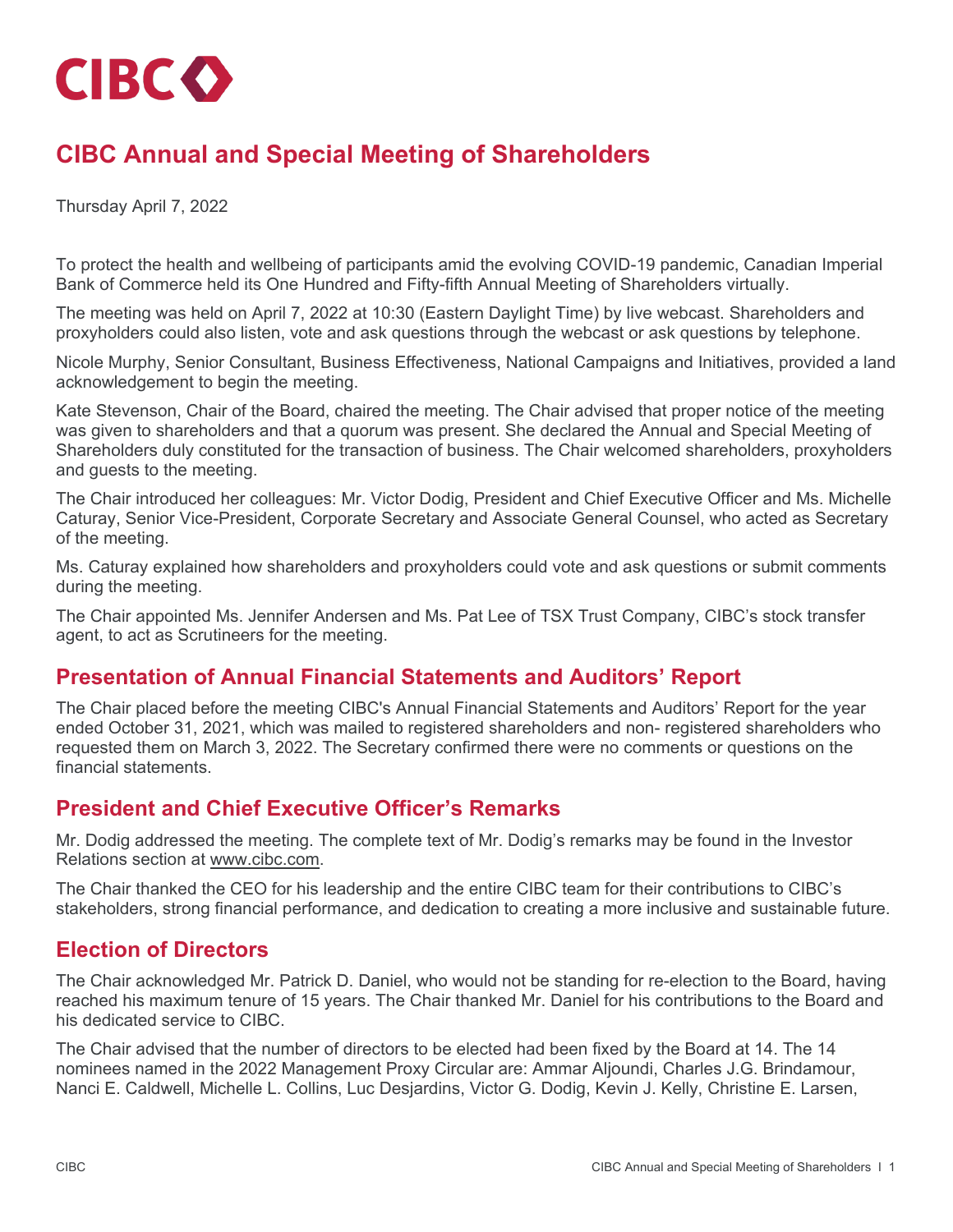CIBC

# CIBC Annual and Special Meeting of Shareholders

Thursday April 7, 2022

To protect the health and wellbeing of participants amid the evolving COVID-19 pandemic, Canadian Imperial Bank of Commerce held its One Hundred and Fifty-fifth Annual Meeting of Shareholders virtually.

The meeting was held on April 7, 2022 at 10:30 (Eastern Daylight Time) by live webcast. Shareholders and proxyholders could also listen, vote and ask questions through the webcast or ask questions by telephone.

Nicole Murphy, Senior Consultant, Business Effectiveness, National Campaigns and Initiatives, provided a land acknowledgement to begin the meeting.

Kate Stevenson, Chair of the Board, chaired the meeting. The Chair advised that proper notice of the meeting was given to shareholders and that a quorum was present. She declared the Annual and Special Meeting of Shareholders duly constituted for the transaction of business. The Chair welcomed shareholders, proxyholders and guests to the meeting.

The Chair introduced her colleagues: Mr. Victor Dodig, President and Chief Executive Officer and Ms. Michelle Caturay, Senior Vice-President, Corporate Secretary and Associate General Counsel, who acted as Secretary of the meeting.

Ms. Caturay explained how shareholders and proxyholders could vote and ask questions or submit comments during the meeting.

The Chair appointed Ms. Jennifer Andersen and Ms. Pat Lee of TSX Trust Company, CIBC's stock transfer agent, to act as Scrutineers for the meeting.

## Presentation of Annual Financial Statements and Auditors' Report

The Chair placed before the meeting CIBC's Annual Financial Statements and Auditors' Report for the year ended October 31, 2021, which was mailed to registered shareholders and non- registered shareholders who requested them on March 3, 2022. The Secretary confirmed there were no comments or questions on the financial statements.

## President and Chief Executive Officer's Remarks

Mr. Dodig addressed the meeting. The complete text of Mr. Dodig's remarks may be found in the Investor Relations section at www.cibc.com.

The Chair thanked the CEO for his leadership and the entire CIBC team for their contributions to CIBC's stakeholders, strong financial performance, and dedication to creating a more inclusive and sustainable future.

## Election of Directors

The Chair acknowledged Mr. Patrick D. Daniel, who would not be standing for re-election to the Board, having reached his maximum tenure of 15 years. The Chair thanked Mr. Daniel for his contributions to the Board and his dedicated service to CIBC.

The Chair advised that the number of directors to be elected had been fixed by the Board at 14. The 14 nominees named in the 2022 Management Proxy Circular are: Ammar Aljoundi, Charles J.G. Brindamour, Nanci E. Caldwell, Michelle L. Collins, Luc Desjardins, Victor G. Dodig, Kevin J. Kelly, Christine E. Larsen,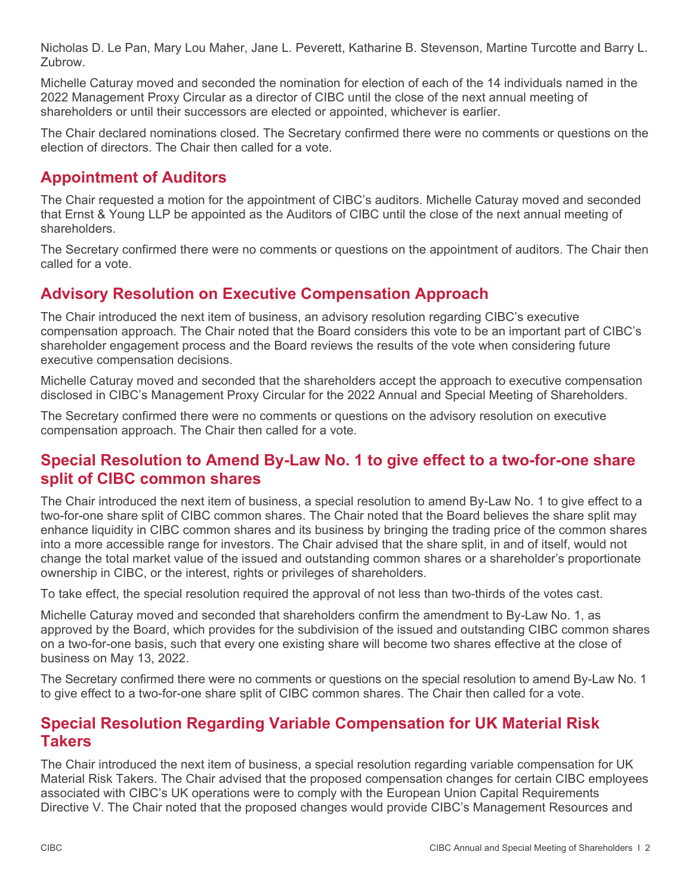Nicholas D. Le Pan, Mary Lou Maher, Jane L. Peverett, Katharine B. Stevenson, Martine Turcotte and Barry L. Zubrow.

Michelle Caturay moved and seconded the nomination for election of each of the 14 individuals named in the 2022 Management Proxy Circular as a director of CIBC until the close of the next annual meeting of shareholders or until their successors are elected or appointed, whichever is earlier.

The Chair declared nominations closed. The Secretary confirmed there were no comments or questions on the election of directors. The Chair then called for a vote.

## Appointment of Auditors

The Chair requested a motion for the appointment of CIBC's auditors. Michelle Caturay moved and seconded that Ernst & Young LLP be appointed as the Auditors of CIBC until the close of the next annual meeting of shareholders.

The Secretary confirmed there were no comments or questions on the appointment of auditors. The Chair then called for a vote.

## Advisory Resolution on Executive Compensation Approach

The Chair introduced the next item of business, an advisory resolution regarding CIBC's executive compensation approach. The Chair noted that the Board considers this vote to be an important part of CIBC's shareholder engagement process and the Board reviews the results of the vote when considering future executive compensation decisions.

Michelle Caturay moved and seconded that the shareholders accept the approach to executive compensation disclosed in CIBC's Management Proxy Circular for the 2022 Annual and Special Meeting of Shareholders.

The Secretary confirmed there were no comments or questions on the advisory resolution on executive compensation approach. The Chair then called for a vote.

## Special Resolution to Amend By-Law No. 1 to give effect to a two-for-one share split of CIBC common shares

The Chair introduced the next item of business, a special resolution to amend By-Law No. 1 to give effect to a two-for-one share split of CIBC common shares. The Chair noted that the Board believes the share split may enhance liquidity in CIBC common shares and its business by bringing the trading price of the common shares into a more accessible range for investors. The Chair advised that the share split, in and of itself, would not change the total market value of the issued and outstanding common shares or a shareholder's proportionate ownership in CIBC, or the interest, rights or privileges of shareholders.

To take effect, the special resolution required the approval of not less than two-thirds of the votes cast.

Michelle Caturay moved and seconded that shareholders confirm the amendment to By-Law No. 1, as approved by the Board, which provides for the subdivision of the issued and outstanding CIBC common shares on a two-for-one basis, such that every one existing share will become two shares effective at the close of business on May 13, 2022.

The Secretary confirmed there were no comments or questions on the special resolution to amend By-Law No. 1 to give effect to a two-for-one share split of CIBC common shares. The Chair then called for a vote.

## Special Resolution Regarding Variable Compensation for UK Material Risk Takers

The Chair introduced the next item of business, a special resolution regarding variable compensation for UK Material Risk Takers. The Chair advised that the proposed compensation changes for certain CIBC employees associated with CIBC's UK operations were to comply with the European Union Capital Requirements Directive V. The Chair noted that the proposed changes would provide CIBC's Management Resources and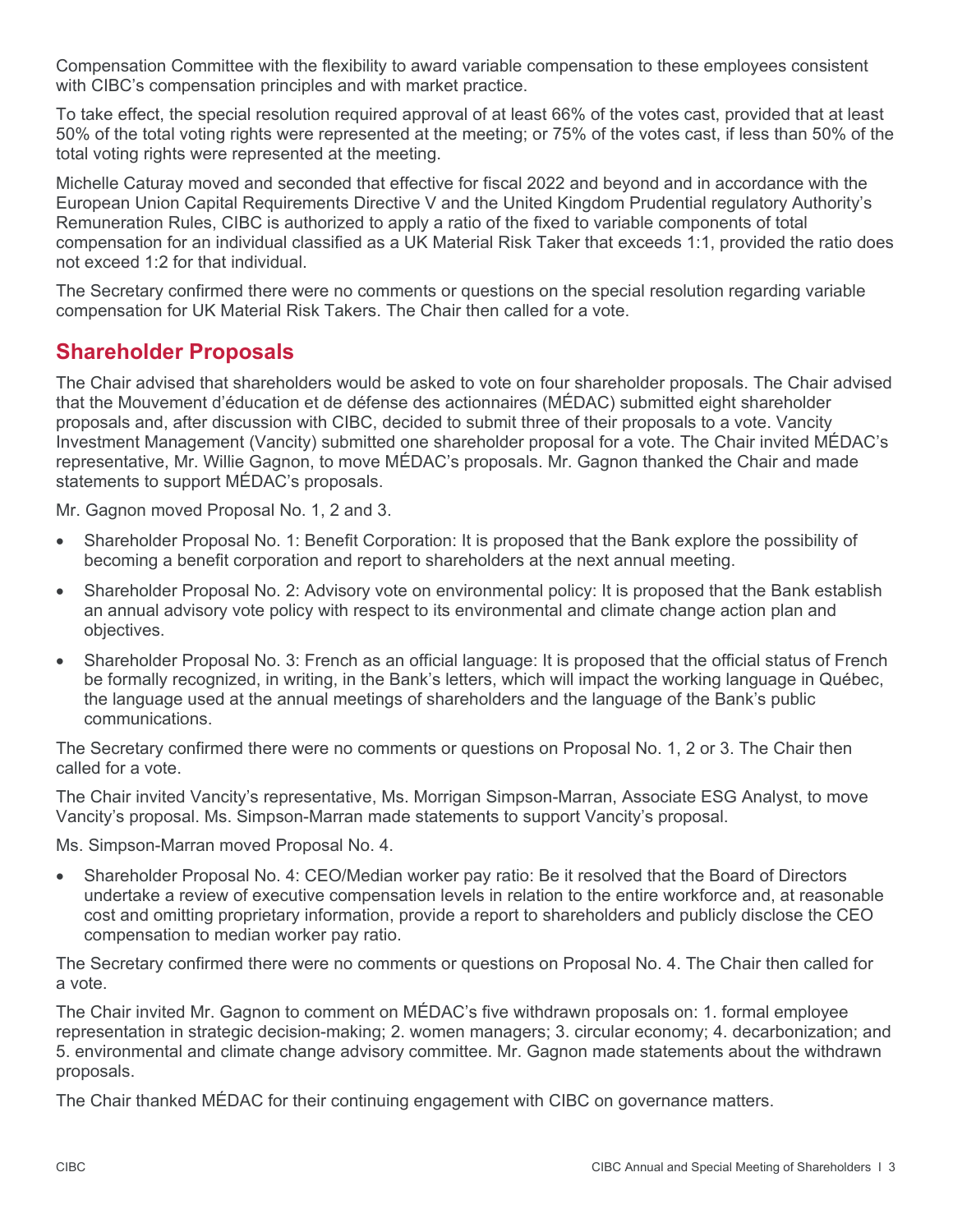Compensation Committee with the flexibility to award variable compensation to these employees consistent with CIBC's compensation principles and with market practice.

To take effect, the special resolution required approval of at least 66% of the votes cast, provided that at least 50% of the total voting rights were represented at the meeting; or 75% of the votes cast, if less than 50% of the total voting rights were represented at the meeting.

Michelle Caturay moved and seconded that effective for fiscal 2022 and beyond and in accordance with the European Union Capital Requirements Directive V and the United Kingdom Prudential regulatory Authority's Remuneration Rules, CIBC is authorized to apply a ratio of the fixed to variable components of total compensation for an individual classified as a UK Material Risk Taker that exceeds 1:1, provided the ratio does not exceed 1:2 for that individual.

The Secretary confirmed there were no comments or questions on the special resolution regarding variable compensation for UK Material Risk Takers. The Chair then called for a vote.

## Shareholder Proposals

The Chair advised that shareholders would be asked to vote on four shareholder proposals. The Chair advised that the Mouvement d'éducation et de défense des actionnaires (MÉDAC) submitted eight shareholder proposals and, after discussion with CIBC, decided to submit three of their proposals to a vote. Vancity Investment Management (Vancity) submitted one shareholder proposal for a vote. The Chair invited MÉDAC's representative, Mr. Willie Gagnon, to move MÉDAC's proposals. Mr. Gagnon thanked the Chair and made statements to support MÉDAC's proposals.

Mr. Gagnon moved Proposal No. 1, 2 and 3.

- Shareholder Proposal No. 1: Benefit Corporation: It is proposed that the Bank explore the possibility of becoming a benefit corporation and report to shareholders at the next annual meeting.
- Shareholder Proposal No. 2: Advisory vote on environmental policy: It is proposed that the Bank establish an annual advisory vote policy with respect to its environmental and climate change action plan and objectives.
- Shareholder Proposal No. 3: French as an official language: It is proposed that the official status of French be formally recognized, in writing, in the Bank's letters, which will impact the working language in Québec, the language used at the annual meetings of shareholders and the language of the Bank's public communications.

The Secretary confirmed there were no comments or questions on Proposal No. 1, 2 or 3. The Chair then called for a vote.

The Chair invited Vancity's representative, Ms. Morrigan Simpson-Marran, Associate ESG Analyst, to move Vancity's proposal. Ms. Simpson-Marran made statements to support Vancity's proposal.

Ms. Simpson-Marran moved Proposal No. 4.

- Shareholder Proposal No. 4: CEO/Median worker pay ratio: Be it resolved that the Board of Directors undertake a review of executive compensation levels in relation to the entire workforce and, at reasonable cost and omitting proprietary information, provide a report to shareholders and publicly disclose the CEO compensation to median worker pay ratio.

The Secretary confirmed there were no comments or questions on Proposal No. 4. The Chair then called for a vote.

The Chair invited Mr. Gagnon to comment on MÉDAC's five withdrawn proposals on: 1. formal employee representation in strategic decision-making; 2. women managers; 3. circular economy; 4. decarbonization; and 5. environmental and climate change advisory committee. Mr. Gagnon made statements about the withdrawn proposals.

The Chair thanked MÉDAC for their continuing engagement with CIBC on governance matters.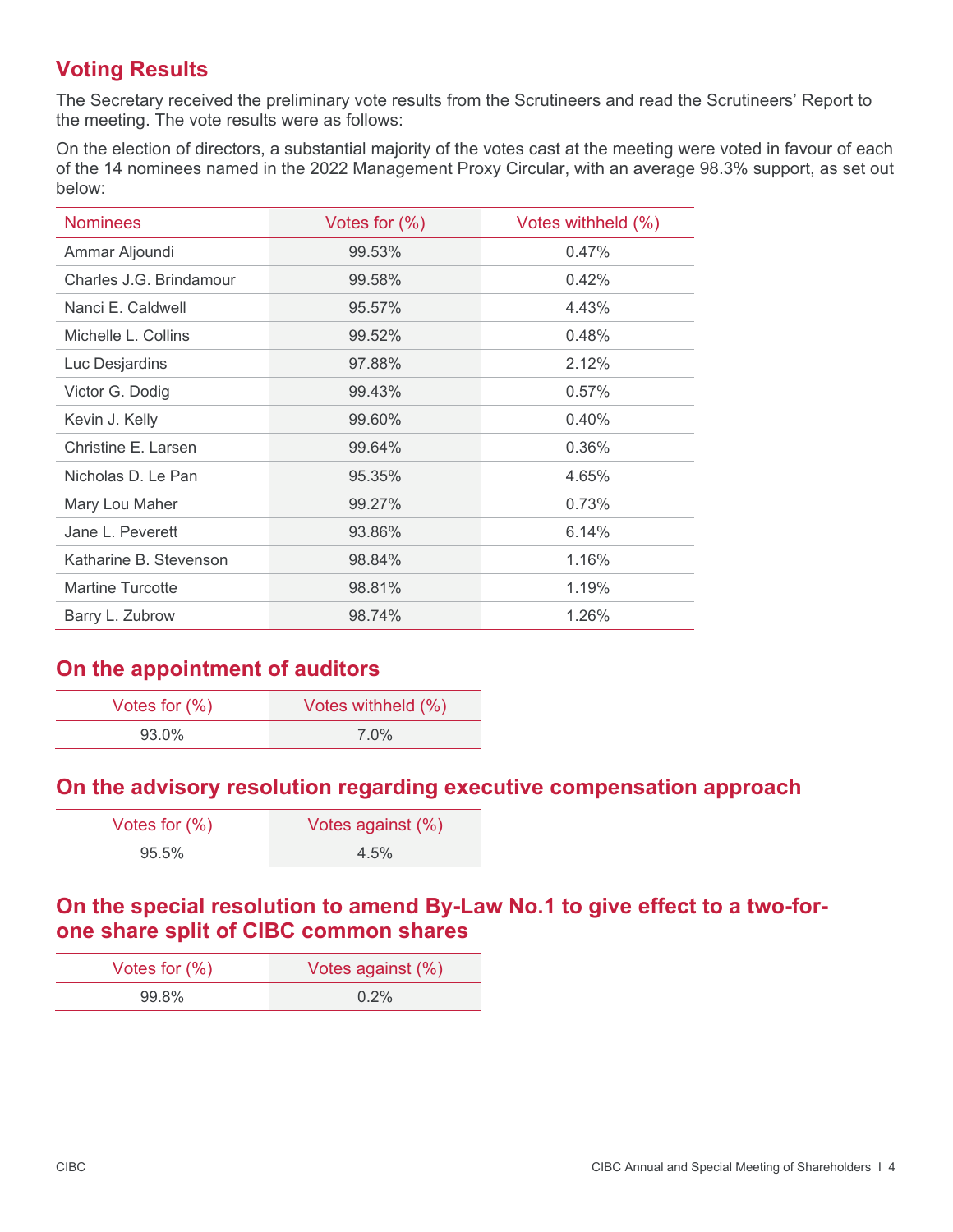## Voting Results

The Secretary received the preliminary vote results from the Scrutineers and read the Scrutineers' Report to the meeting. The vote results were as follows:

On the election of directors, a substantial majority of the votes cast at the meeting were voted in favour of each of the 14 nominees named in the 2022 Management Proxy Circular, with an average 98.3% support, as set out below:

| Nominees | Votes for (%) | Votes withheld (%) |
|---|---|---|
| Ammar Aljoundi | 99.53% | 0.47% |
| Charles J.G. Brindamour | 99.58% | 0.42% |
| Nanci E. Caldwell | 95.57% | 4.43% |
| Michelle L. Collins | 99.52% | 0.48% |
| Luc Desjardins | 97.88% | 2.12% |
| Victor G. Dodig | 99.43% | 0.57% |
| Kevin J. Kelly | 99.60% | 0.40% |
| Christine E. Larsen | 99.64% | 0.36% |
| Nicholas D. Le Pan | 95.35% | 4.65% |
| Mary Lou Maher | 99.27% | 0.73% |
| Jane L. Peverett | 93.86% | 6.14% |
| Katharine B. Stevenson | 98.84% | 1.16% |
| Martine Turcotte | 98.81% | 1.19% |
| Barry L. Zubrow | 98.74% | 1.26% |

## On the appointment of auditors

| Votes for (%) | Votes withheld (%) |
|---|---|
| 93.0% | 7.0% |

## On the advisory resolution regarding executive compensation approach

| Votes for (%) | Votes against (%) |
|---|---|
| 95.5% | 4.5% |

## On the special resolution to amend By-Law No.1 to give effect to a two-for-one share split of CIBC common shares

| Votes for (%) | Votes against (%) |
|---|---|
| 99.8% | 0.2% |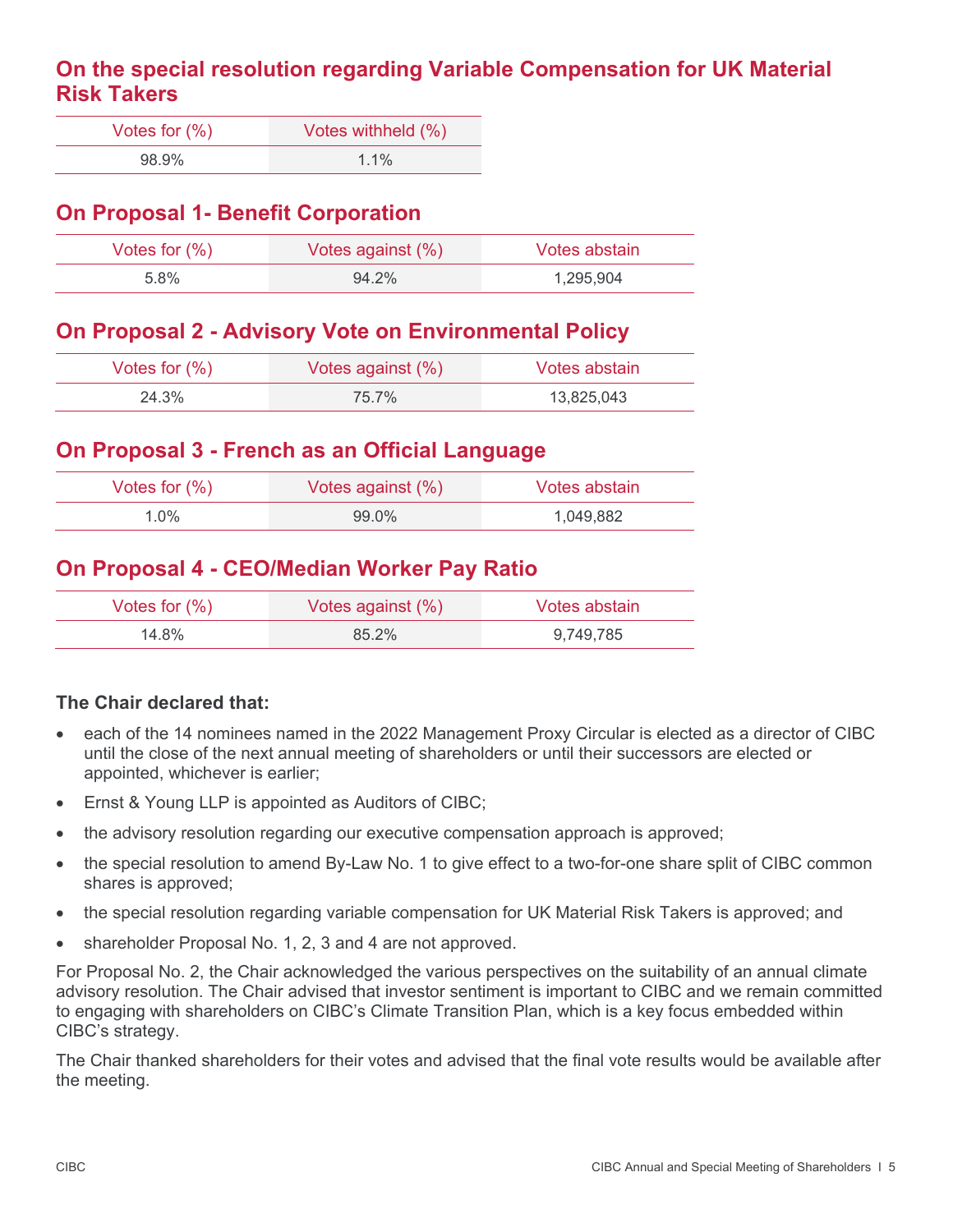## On the special resolution regarding Variable Compensation for UK Material Risk Takers

| Votes for (%) | Votes withheld (%) |
|---|---|
| 98.9% | 1.1% |

## On Proposal 1- Benefit Corporation

| Votes for (%) | Votes against (%) | Votes abstain |
|---|---|---|
| 5.8% | 94.2% | 1,295,904 |

## On Proposal 2 - Advisory Vote on Environmental Policy

| Votes for (%) | Votes against (%) | Votes abstain |
|---|---|---|
| 24.3% | 75.7% | 13,825,043 |

## On Proposal 3 - French as an Official Language

| Votes for (%) | Votes against (%) | Votes abstain |
|---|---|---|
| 1.0% | 99.0% | 1,049,882 |

## On Proposal 4 - CEO/Median Worker Pay Ratio

| Votes for (%) | Votes against (%) | Votes abstain |
|---|---|---|
| 14.8% | 85.2% | 9,749,785 |

**The Chair declared that:**

- each of the 14 nominees named in the 2022 Management Proxy Circular is elected as a director of CIBC until the close of the next annual meeting of shareholders or until their successors are elected or appointed, whichever is earlier;
- Ernst & Young LLP is appointed as Auditors of CIBC;
- the advisory resolution regarding our executive compensation approach is approved;
- the special resolution to amend By-Law No. 1 to give effect to a two-for-one share split of CIBC common shares is approved;
- the special resolution regarding variable compensation for UK Material Risk Takers is approved; and
- shareholder Proposal No. 1, 2, 3 and 4 are not approved.

For Proposal No. 2, the Chair acknowledged the various perspectives on the suitability of an annual climate advisory resolution. The Chair advised that investor sentiment is important to CIBC and we remain committed to engaging with shareholders on CIBC's Climate Transition Plan, which is a key focus embedded within CIBC's strategy.

The Chair thanked shareholders for their votes and advised that the final vote results would be available after the meeting.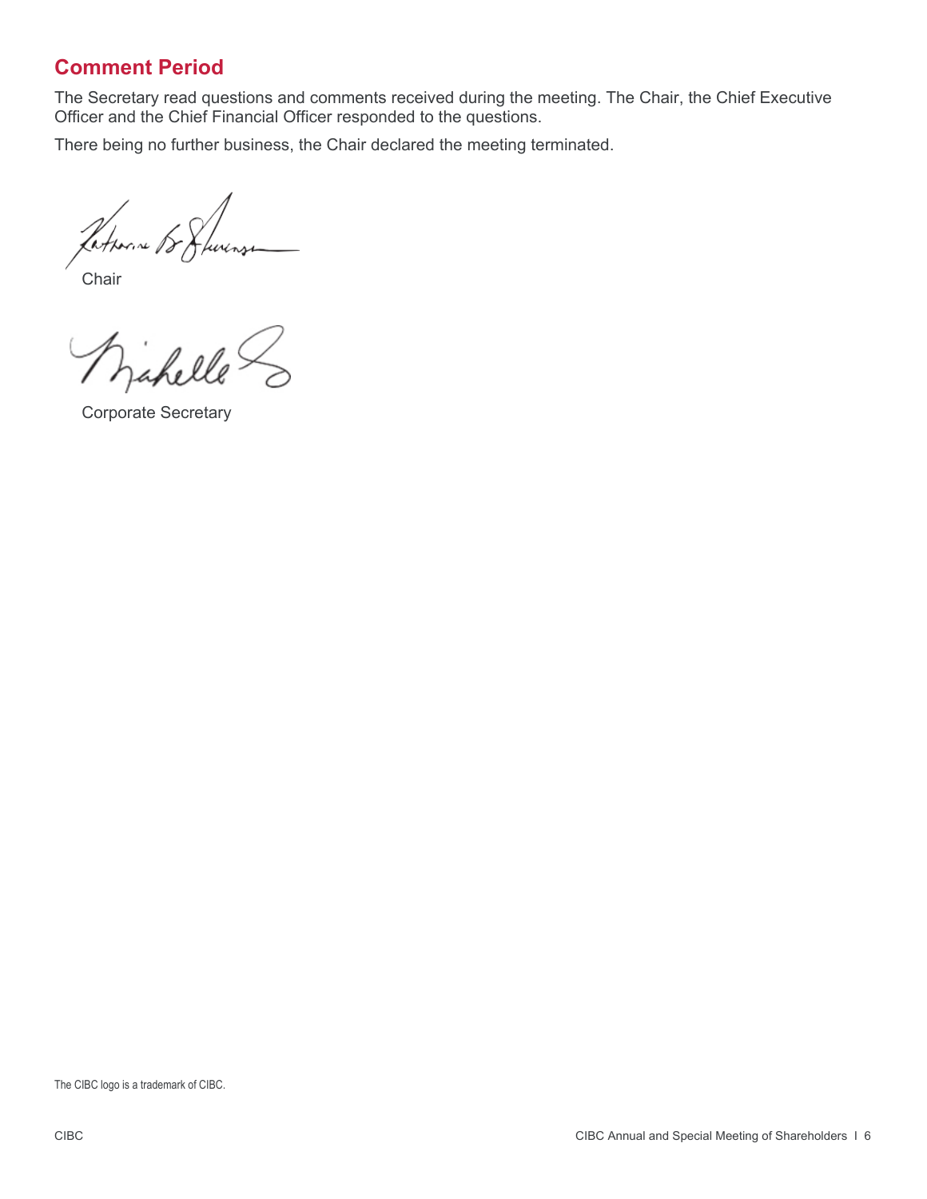## Comment Period

The Secretary read questions and comments received during the meeting. The Chair, the Chief Executive Officer and the Chief Financial Officer responded to the questions.

There being no further business, the Chair declared the meeting terminated.

Chair

Corporate Secretary

The CIBC logo is a trademark of CIBC.